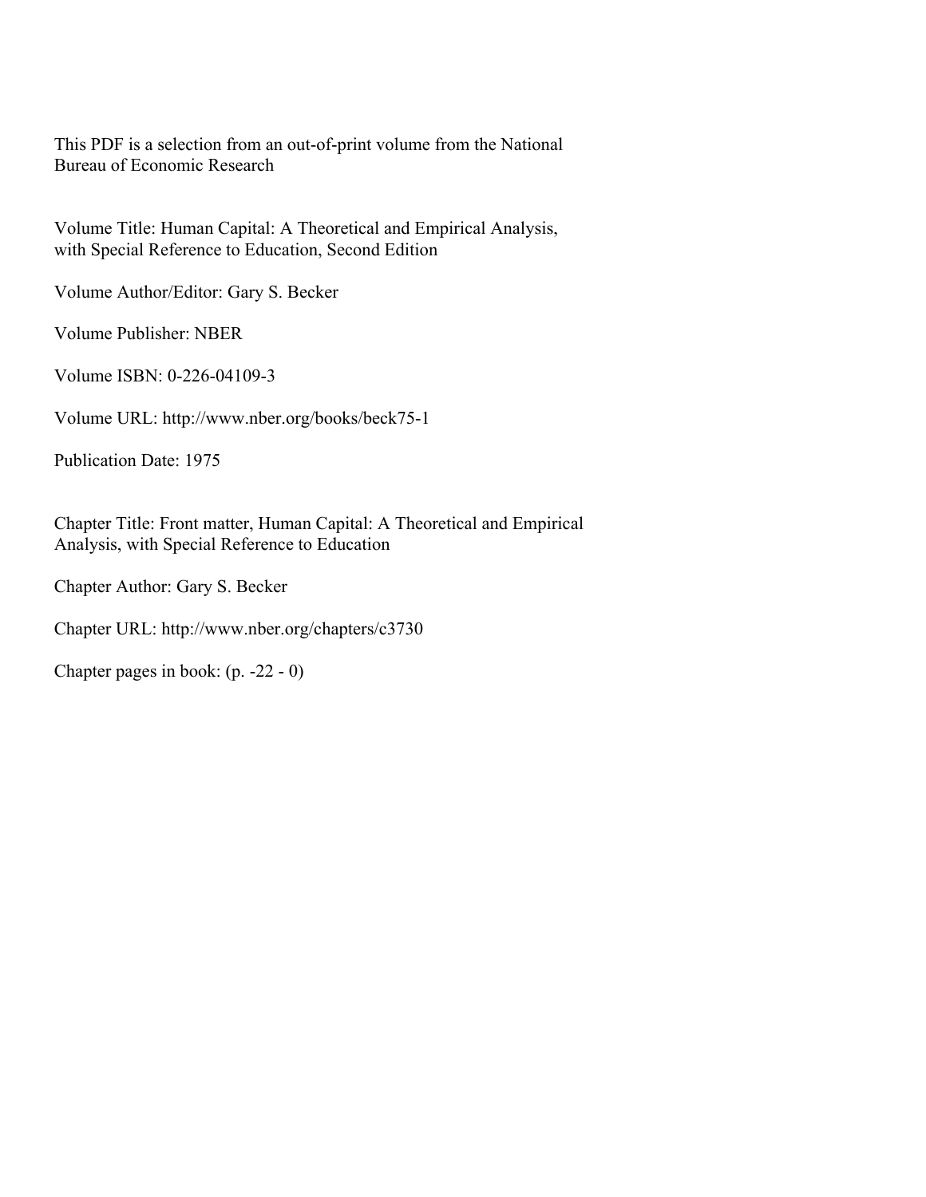This PDF is a selection from an out-of-print volume from the National Bureau of Economic Research

Volume Title: Human Capital: A Theoretical and Empirical Analysis, with Special Reference to Education, Second Edition

Volume Author/Editor: Gary S. Becker

Volume Publisher: NBER

Volume ISBN: 0-226-04109-3

Volume URL: http://www.nber.org/books/beck75-1

Publication Date: 1975

Chapter Title: Front matter, Human Capital: A Theoretical and Empirical Analysis, with Special Reference to Education

Chapter Author: Gary S. Becker

Chapter URL: http://www.nber.org/chapters/c3730

Chapter pages in book: (p. -22 - 0)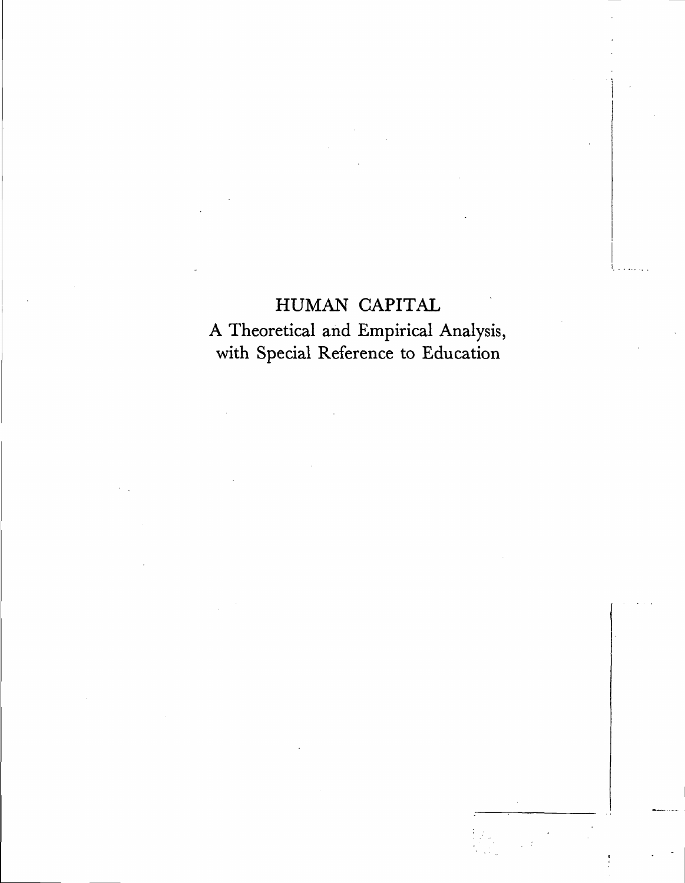# HUMAN CAPITAL

A Theoretical and Empirical Analysis, with Special Reference to Education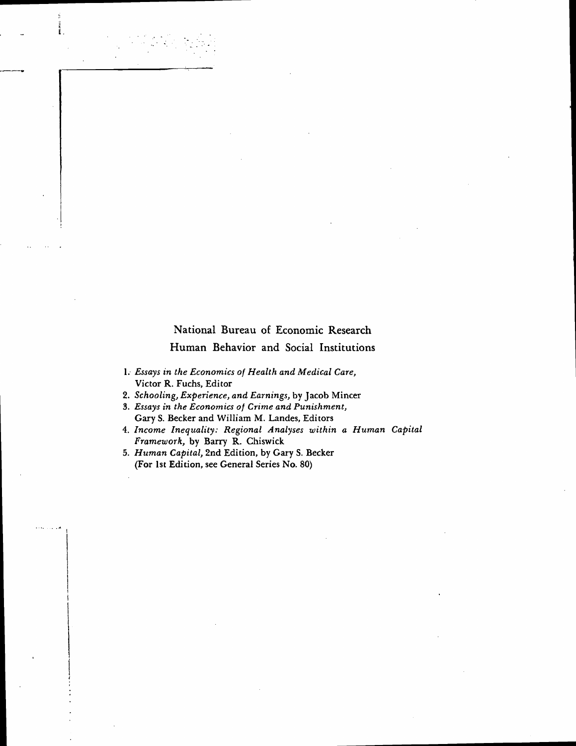National Bureau of Economic Research

Human Behavior and Social Institutions

1. *Essays in the Economics of Health and Medical Care*, Victor R. Fuchs, Editor
2. *Schooling, Experience, and Earnings*, by Jacob Mincer
3. *Essays in the Economics of Crime and Punishment*, Gary S. Becker and William M. Landes, Editors
4. *Income Inequality: Regional Analyses within a Human Capital Framework*, by Barry R. Chiswick
5. *Human Capital*, 2nd Edition, by Gary S. Becker (For 1st Edition, see General Series No. 80)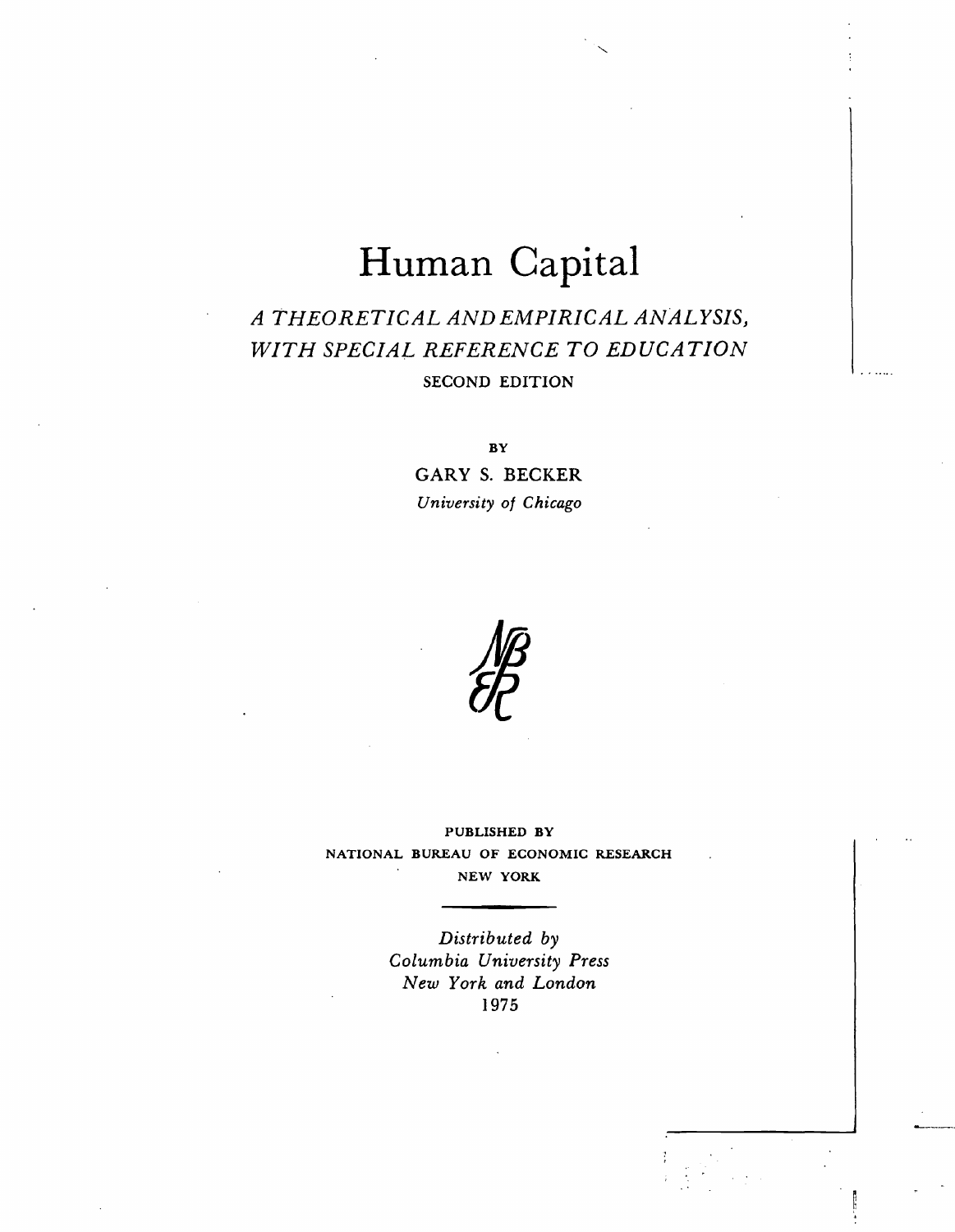# Human Capital

## *A THEORETICAL AND EMPIRICAL ANALYSIS, WITH SPECIAL REFERENCE TO EDUCATION*

SECOND EDITION

BY

GARY S. BECKER

*University of Chicago*

PUBLISHED BY
NATIONAL BUREAU OF ECONOMIC RESEARCH
NEW YORK

*Distributed by*
*Columbia University Press*
*New York and London*
1975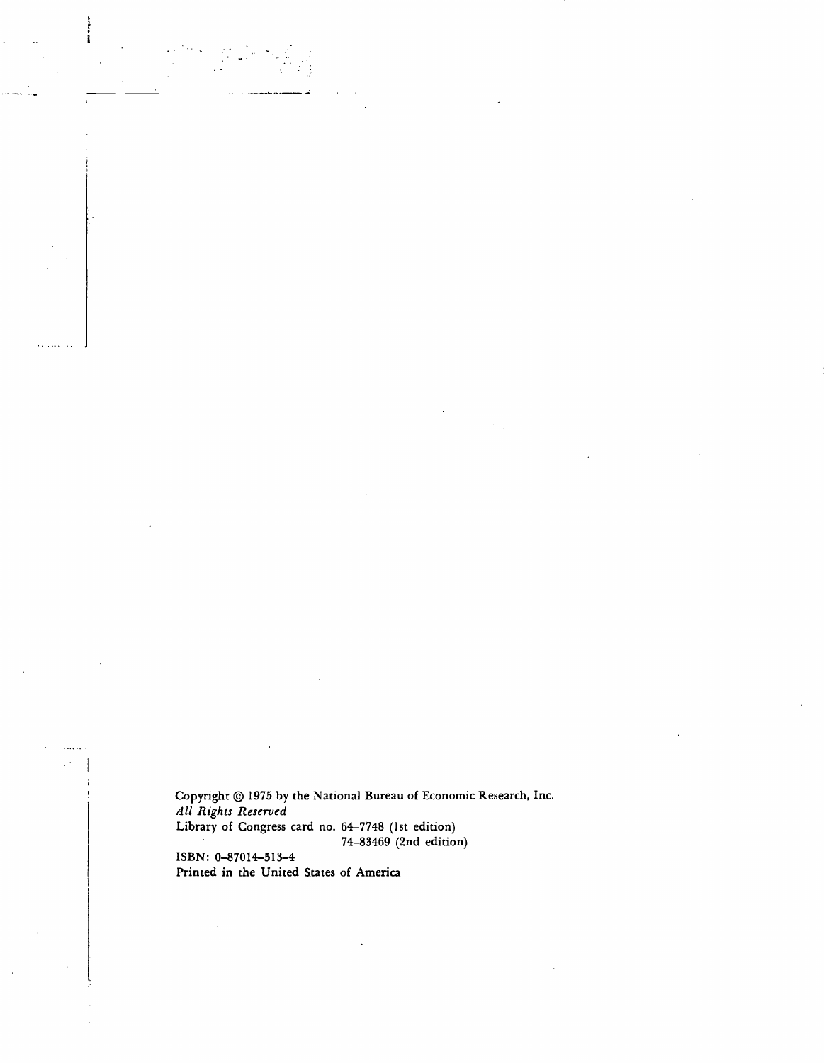Copyright © 1975 by the National Bureau of Economic Research, Inc.
*All Rights Reserved*
Library of Congress card no. 64–7748 (1st edition)
74–83469 (2nd edition)

ISBN: 0–87014–513–4
Printed in the United States of America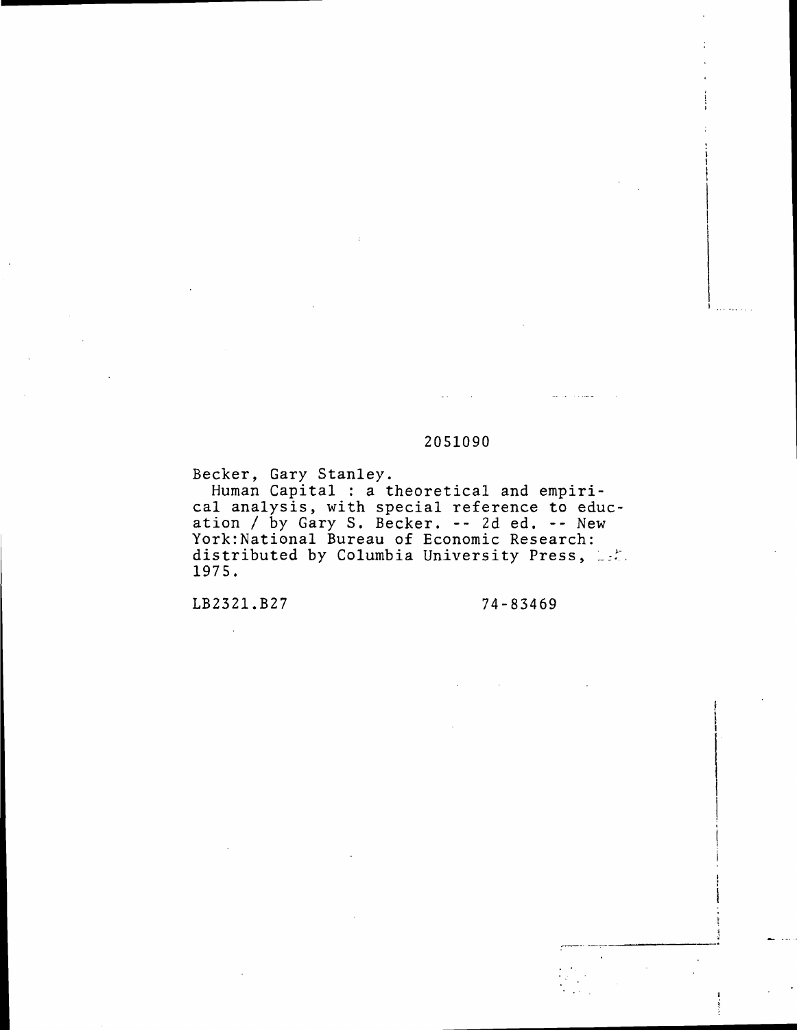2051090

Becker, Gary Stanley.
 Human Capital : a theoretical and empirical analysis, with special reference to education / by Gary S. Becker. -- 2d ed. -- New York:National Bureau of Economic Research: distributed by Columbia University Press, 1975.

LB2321.B27 74-83469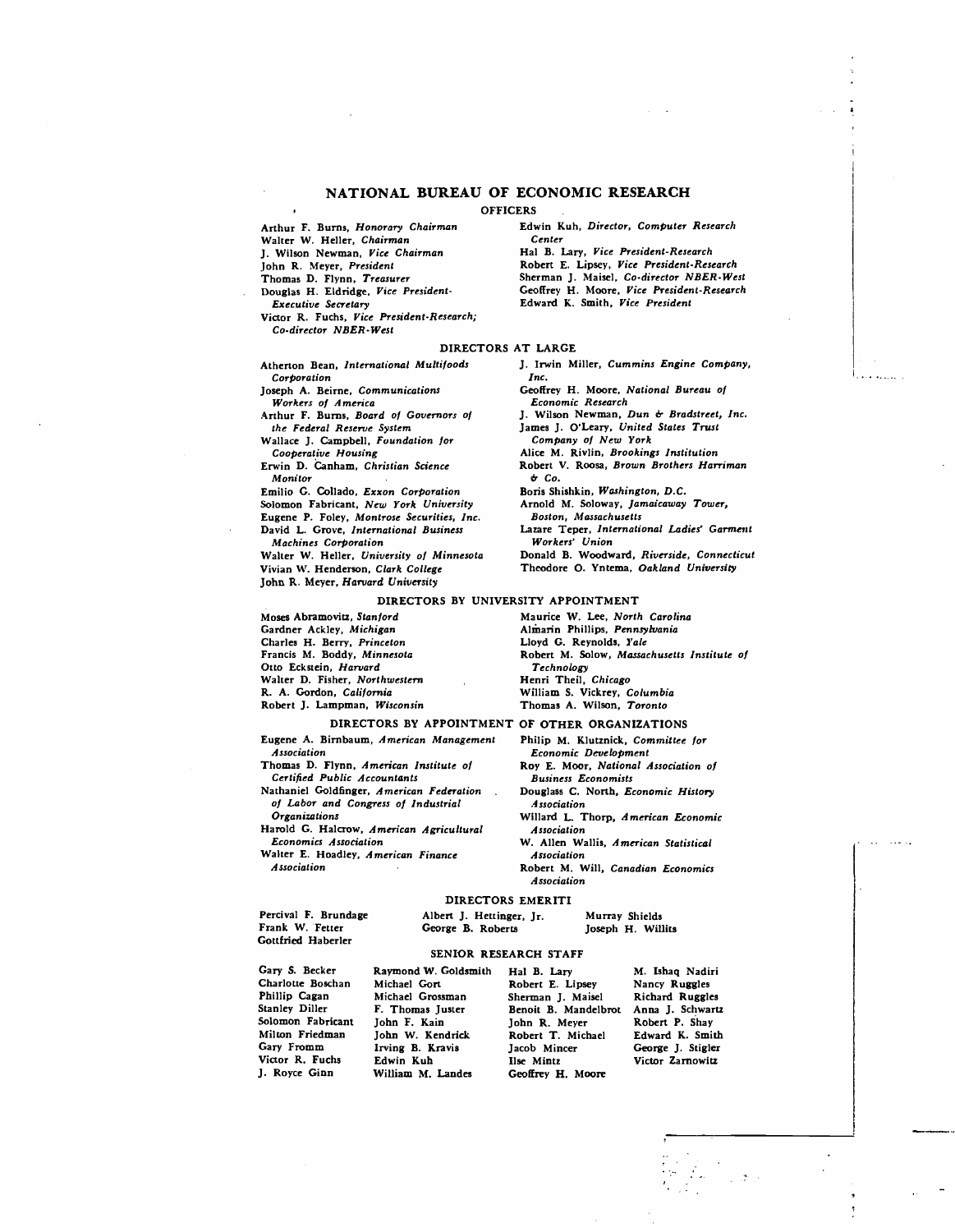# NATIONAL BUREAU OF ECONOMIC RESEARCH

## OFFICERS

Arthur F. Burns, *Honorary Chairman*
Walter W. Heller, *Chairman*
J. Wilson Newman, *Vice Chairman*
John R. Meyer, *President*
Thomas D. Flynn, *Treasurer*
Douglas H. Eldridge, *Vice President-Executive Secretary*
Victor R. Fuchs, *Vice President-Research; Co-director NBER-West*
Edwin Kuh, *Director, Computer Research Center*
Hal B. Lary, *Vice President-Research*
Robert E. Lipsey, *Vice President-Research*
Sherman J. Maisel, *Co-director NBER-West*
Geoffrey H. Moore, *Vice President-Research*
Edward K. Smith, *Vice President*

## DIRECTORS AT LARGE

Atherton Bean, *International Multifoods Corporation*
Joseph A. Beirne, *Communications Workers of America*
Arthur F. Burns, *Board of Governors of the Federal Reserve System*
Wallace J. Campbell, *Foundation for Cooperative Housing*
Erwin D. Canham, *Christian Science Monitor*
Emilio G. Collado, *Exxon Corporation*
Solomon Fabricant, *New York University*
Eugene P. Foley, *Montrose Securities, Inc.*
David L. Grove, *International Business Machines Corporation*
Walter W. Heller, *University of Minnesota*
Vivian W. Henderson, *Clark College*
John R. Meyer, *Harvard University*
J. Irwin Miller, *Cummins Engine Company, Inc.*
Geoffrey H. Moore, *National Bureau of Economic Research*
J. Wilson Newman, *Dun & Bradstreet, Inc.*
James J. O'Leary, *United States Trust Company of New York*
Alice M. Rivlin, *Brookings Institution*
Robert V. Roosa, *Brown Brothers Harriman & Co.*
Boris Shishkin, *Washington, D.C.*
Arnold M. Soloway, *Jamaicaway Tower, Boston, Massachusetts*
Lazare Teper, *International Ladies' Garment Workers' Union*
Donald B. Woodward, *Riverside, Connecticut*
Theodore O. Yntema, *Oakland University*

## DIRECTORS BY UNIVERSITY APPOINTMENT

Moses Abramovitz, *Stanford*
Gardner Ackley, *Michigan*
Charles H. Berry, *Princeton*
Francis M. Boddy, *Minnesota*
Otto Eckstein, *Harvard*
Walter D. Fisher, *Northwestern*
R. A. Gordon, *California*
Robert J. Lampman, *Wisconsin*
Maurice W. Lee, *North Carolina*
Almarin Phillips, *Pennsylvania*
Lloyd G. Reynolds, *Yale*
Robert M. Solow, *Massachusetts Institute of Technology*
Henri Theil, *Chicago*
William S. Vickrey, *Columbia*
Thomas A. Wilson, *Toronto*

## DIRECTORS BY APPOINTMENT OF OTHER ORGANIZATIONS

Eugene A. Birnbaum, *American Management Association*
Thomas D. Flynn, *American Institute of Certified Public Accountants*
Nathaniel Goldfinger, *American Federation of Labor and Congress of Industrial Organizations*
Harold G. Halcrow, *American Agricultural Economics Association*
Walter E. Hoadley, *American Finance Association*
Philip M. Klutznick, *Committee for Economic Development*
Roy E. Moor, *National Association of Business Economists*
Douglass C. North, *Economic History Association*
Willard L. Thorp, *American Economic Association*
W. Allen Wallis, *American Statistical Association*
Robert M. Will, *Canadian Economics Association*

## DIRECTORS EMERITI

Percival F. Brundage
Frank W. Fetter
Gottfried Haberler
Albert J. Hettinger, Jr.
George B. Roberts
Murray Shields
Joseph H. Willits

## SENIOR RESEARCH STAFF

Gary S. Becker
Charlotte Boschan
Phillip Cagan
Stanley Diller
Solomon Fabricant
Milton Friedman
Gary Fromm
Victor R. Fuchs
J. Royce Ginn
Raymond W. Goldsmith
Michael Gort
Michael Grossman
F. Thomas Juster
John F. Kain
John W. Kendrick
Irving B. Kravis
Edwin Kuh
William M. Landes
Hal B. Lary
Robert E. Lipsey
Sherman J. Maisel
Benoit B. Mandelbrot
John R. Meyer
Robert T. Michael
Jacob Mincer
Ilse Mintz
Geoffrey H. Moore
M. Ishaq Nadiri
Nancy Ruggles
Richard Ruggles
Anna J. Schwartz
Robert P. Shay
Edward K. Smith
George J. Stigler
Victor Zarnowitz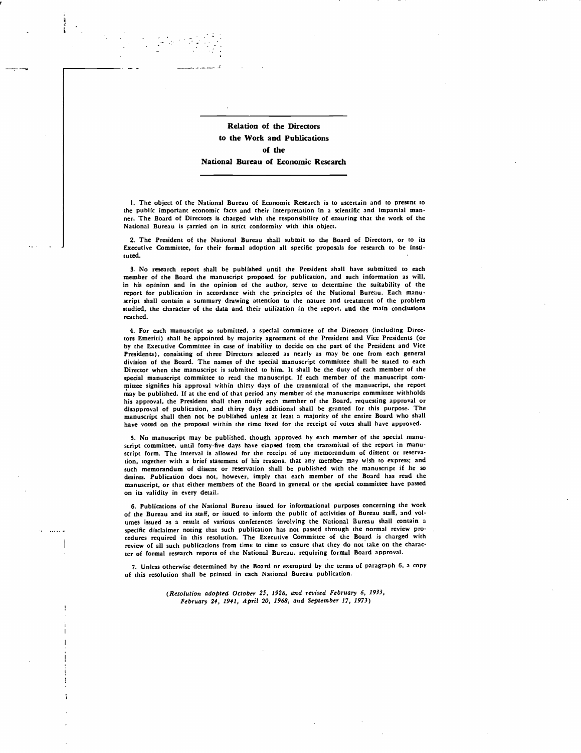## Relation of the Directors to the Work and Publications of the National Bureau of Economic Research

1. The object of the National Bureau of Economic Research is to ascertain and to present to the public important economic facts and their interpretation in a scientific and impartial manner. The Board of Directors is charged with the responsibility of ensuring that the work of the National Bureau is carried on in strict conformity with this object.

2. The President of the National Bureau shall submit to the Board of Directors, or to its Executive Committee, for their formal adoption all specific proposals for research to be instituted.

3. No research report shall be published until the President shall have submitted to each member of the Board the manuscript proposed for publication, and such information as will, in his opinion and in the opinion of the author, serve to determine the suitability of the report for publication in accordance with the principles of the National Bureau. Each manuscript shall contain a summary drawing attention to the nature and treatment of the problem studied, the character of the data and their utilization in the report, and the main conclusions reached.

4. For each manuscript so submitted, a special committee of the Directors (including Directors Emeriti) shall be appointed by majority agreement of the President and Vice Presidents (or by the Executive Committee in case of inability to decide on the part of the President and Vice Presidents), consisting of three Directors selected as nearly as may be one from each general division of the Board. The names of the special manuscript committee shall be stated to each Director when the manuscript is submitted to him. It shall be the duty of each member of the special manuscript committee to read the manuscript. If each member of the manuscript committee signifies his approval within thirty days of the transmittal of the manuscript, the report may be published. If at the end of that period any member of the manuscript committee withholds his approval, the President shall then notify each member of the Board, requesting approval or disapproval of publication, and thirty days additional shall be granted for this purpose. The manuscript shall then not be published unless at least a majority of the entire Board who shall have voted on the proposal within the time fixed for the receipt of votes shall have approved.

5. No manuscript may be published, though approved by each member of the special manuscript committee, until forty-five days have elapsed from the transmittal of the report in manuscript form. The interval is allowed for the receipt of any memorandum of dissent or reservation, together with a brief statement of his reasons, that any member may wish to express; and such memorandum of dissent or reservation shall be published with the manuscript if he so desires. Publication does not, however, imply that each member of the Board has read the manuscript, or that either members of the Board in general or the special committee have passed on its validity in every detail.

6. Publications of the National Bureau issued for informational purposes concerning the work of the Bureau and its staff, or issued to inform the public of activities of Bureau staff, and volumes issued as a result of various conferences involving the National Bureau shall contain a specific disclaimer noting that such publication has not passed through the normal review procedures required in this resolution. The Executive Committee of the Board is charged with review of all such publications from time to time to ensure that they do not take on the character of formal research reports of the National Bureau, requiring formal Board approval.

7. Unless otherwise determined by the Board or exempted by the terms of paragraph 6, a copy of this resolution shall be printed in each National Bureau publication.

*(Resolution adopted October 25, 1926, and revised February 6, 1933, February 24, 1941, April 20, 1968, and September 17, 1973)*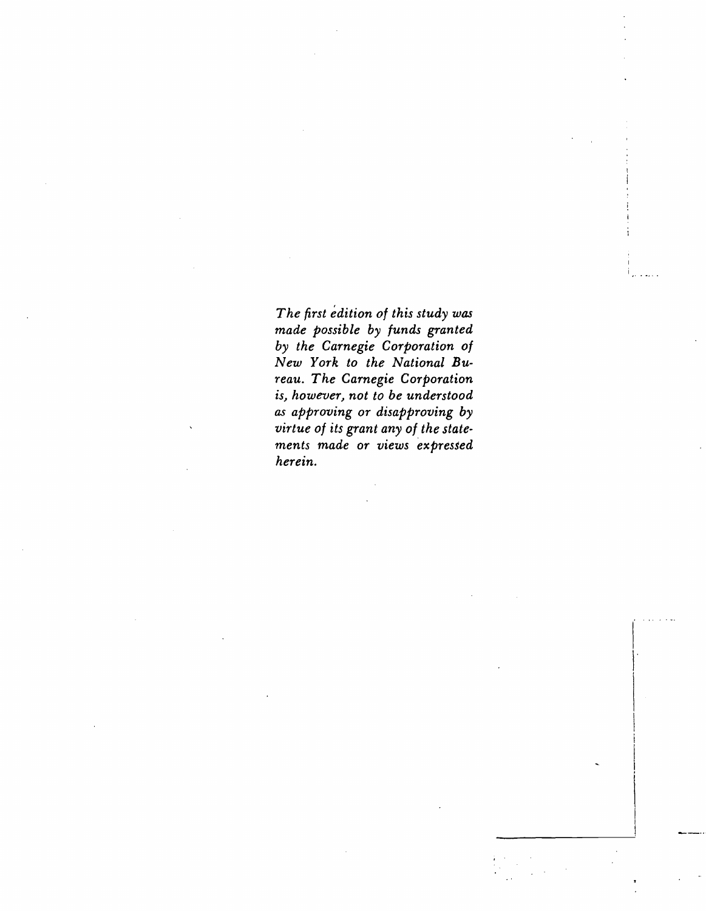*The first edition of this study was made possible by funds granted by the Carnegie Corporation of New York to the National Bureau. The Carnegie Corporation is, however, not to be understood as approving or disapproving by virtue of its grant any of the statements made or views expressed herein.*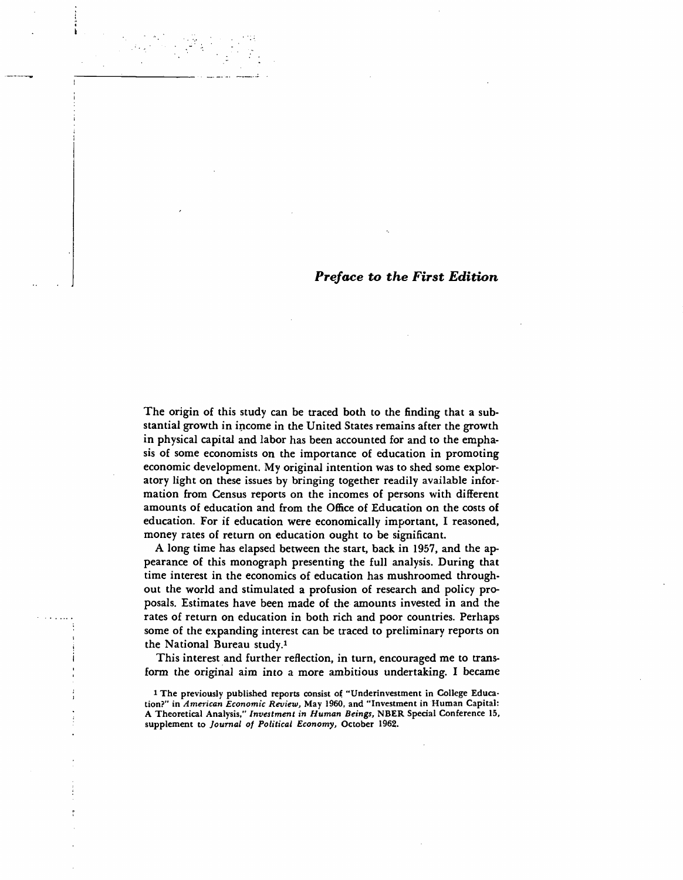# *Preface to the First Edition*

The origin of this study can be traced both to the finding that a substantial growth in income in the United States remains after the growth in physical capital and labor has been accounted for and to the emphasis of some economists on the importance of education in promoting economic development. My original intention was to shed some exploratory light on these issues by bringing together readily available information from Census reports on the incomes of persons with different amounts of education and from the Office of Education on the costs of education. For if education were economically important, I reasoned, money rates of return on education ought to be significant.

A long time has elapsed between the start, back in 1957, and the appearance of this monograph presenting the full analysis. During that time interest in the economics of education has mushroomed throughout the world and stimulated a profusion of research and policy proposals. Estimates have been made of the amounts invested in and the rates of return on education in both rich and poor countries. Perhaps some of the expanding interest can be traced to preliminary reports on the National Bureau study.[1]

This interest and further reflection, in turn, encouraged me to transform the original aim into a more ambitious undertaking. I became

[1] The previously published reports consist of "Underinvestment in College Education?" in *American Economic Review*, May 1960, and "Investment in Human Capital: A Theoretical Analysis," *Investment in Human Beings*, NBER Special Conference 15, supplement to *Journal of Political Economy*, October 1962.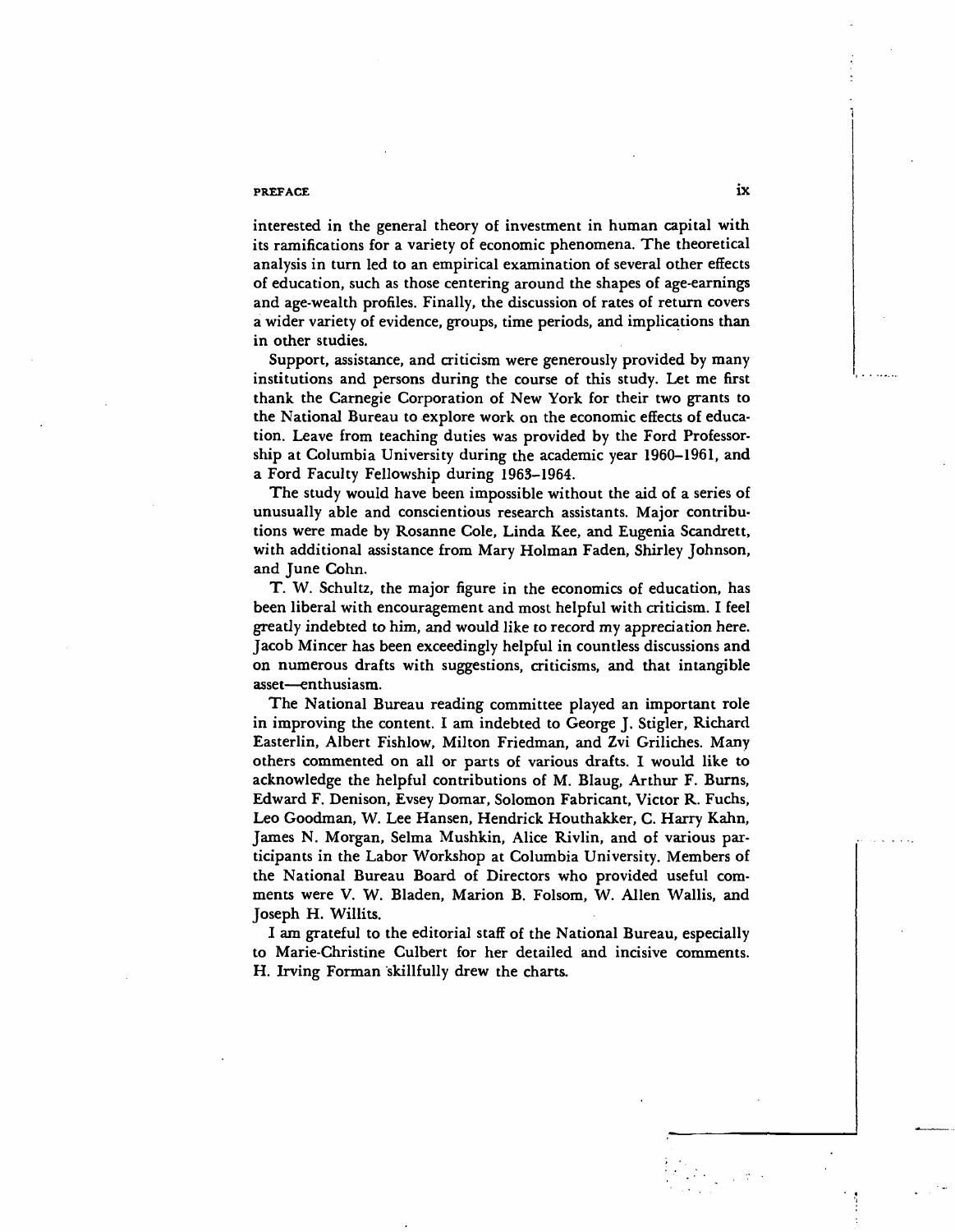interested in the general theory of investment in human capital with its ramifications for a variety of economic phenomena. The theoretical analysis in turn led to an empirical examination of several other effects of education, such as those centering around the shapes of age-earnings and age-wealth profiles. Finally, the discussion of rates of return covers a wider variety of evidence, groups, time periods, and implications than in other studies.

Support, assistance, and criticism were generously provided by many institutions and persons during the course of this study. Let me first thank the Carnegie Corporation of New York for their two grants to the National Bureau to explore work on the economic effects of education. Leave from teaching duties was provided by the Ford Professorship at Columbia University during the academic year 1960–1961, and a Ford Faculty Fellowship during 1963–1964.

The study would have been impossible without the aid of a series of unusually able and conscientious research assistants. Major contributions were made by Rosanne Cole, Linda Kee, and Eugenia Scandrett, with additional assistance from Mary Holman Faden, Shirley Johnson, and June Cohn.

T. W. Schultz, the major figure in the economics of education, has been liberal with encouragement and most helpful with criticism. I feel greatly indebted to him, and would like to record my appreciation here. Jacob Mincer has been exceedingly helpful in countless discussions and on numerous drafts with suggestions, criticisms, and that intangible asset—enthusiasm.

The National Bureau reading committee played an important role in improving the content. I am indebted to George J. Stigler, Richard Easterlin, Albert Fishlow, Milton Friedman, and Zvi Griliches. Many others commented on all or parts of various drafts. I would like to acknowledge the helpful contributions of M. Blaug, Arthur F. Burns, Edward F. Denison, Evsey Domar, Solomon Fabricant, Victor R. Fuchs, Leo Goodman, W. Lee Hansen, Hendrick Houthakker, C. Harry Kahn, James N. Morgan, Selma Mushkin, Alice Rivlin, and of various participants in the Labor Workshop at Columbia University. Members of the National Bureau Board of Directors who provided useful comments were V. W. Bladen, Marion B. Folsom, W. Allen Wallis, and Joseph H. Willits.

I am grateful to the editorial staff of the National Bureau, especially to Marie-Christine Culbert for her detailed and incisive comments. H. Irving Forman skillfully drew the charts.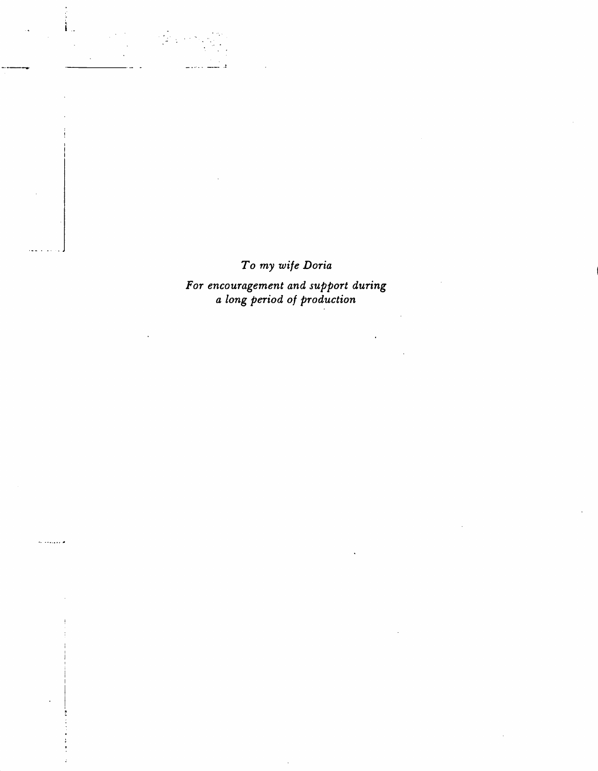*To my wife Doria*

*For encouragement and support during a long period of production*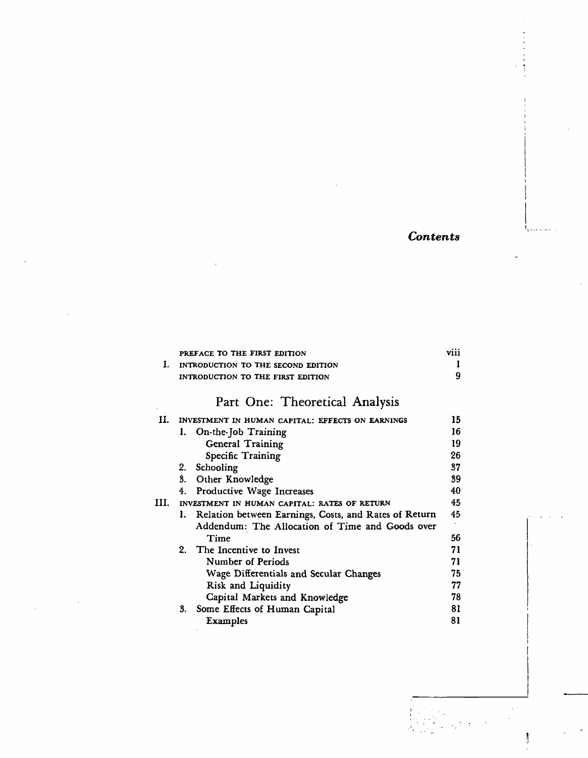# Contents

| | | |
|---|---|---|
| | PREFACE TO THE FIRST EDITION | viii |
| I. | INTRODUCTION TO THE SECOND EDITION | 1 |
| | INTRODUCTION TO THE FIRST EDITION | 9 |

## Part One: Theoretical Analysis

| | | |
|---|---|---|
| II. | INVESTMENT IN HUMAN CAPITAL: EFFECTS ON EARNINGS | 15 |
| | 1. On-the-Job Training | 16 |
| | General Training | 19 |
| | Specific Training | 26 |
| | 2. Schooling | 37 |
| | 3. Other Knowledge | 39 |
| | 4. Productive Wage Increases | 40 |
| III. | INVESTMENT IN HUMAN CAPITAL: RATES OF RETURN | 45 |
| | 1. Relation between Earnings, Costs, and Rates of Return | 45 |
| | Addendum: The Allocation of Time and Goods over Time | 56 |
| | 2. The Incentive to Invest | 71 |
| | Number of Periods | 71 |
| | Wage Differentials and Secular Changes | 75 |
| | Risk and Liquidity | 77 |
| | Capital Markets and Knowledge | 78 |
| | 3. Some Effects of Human Capital | 81 |
| | Examples | 81 |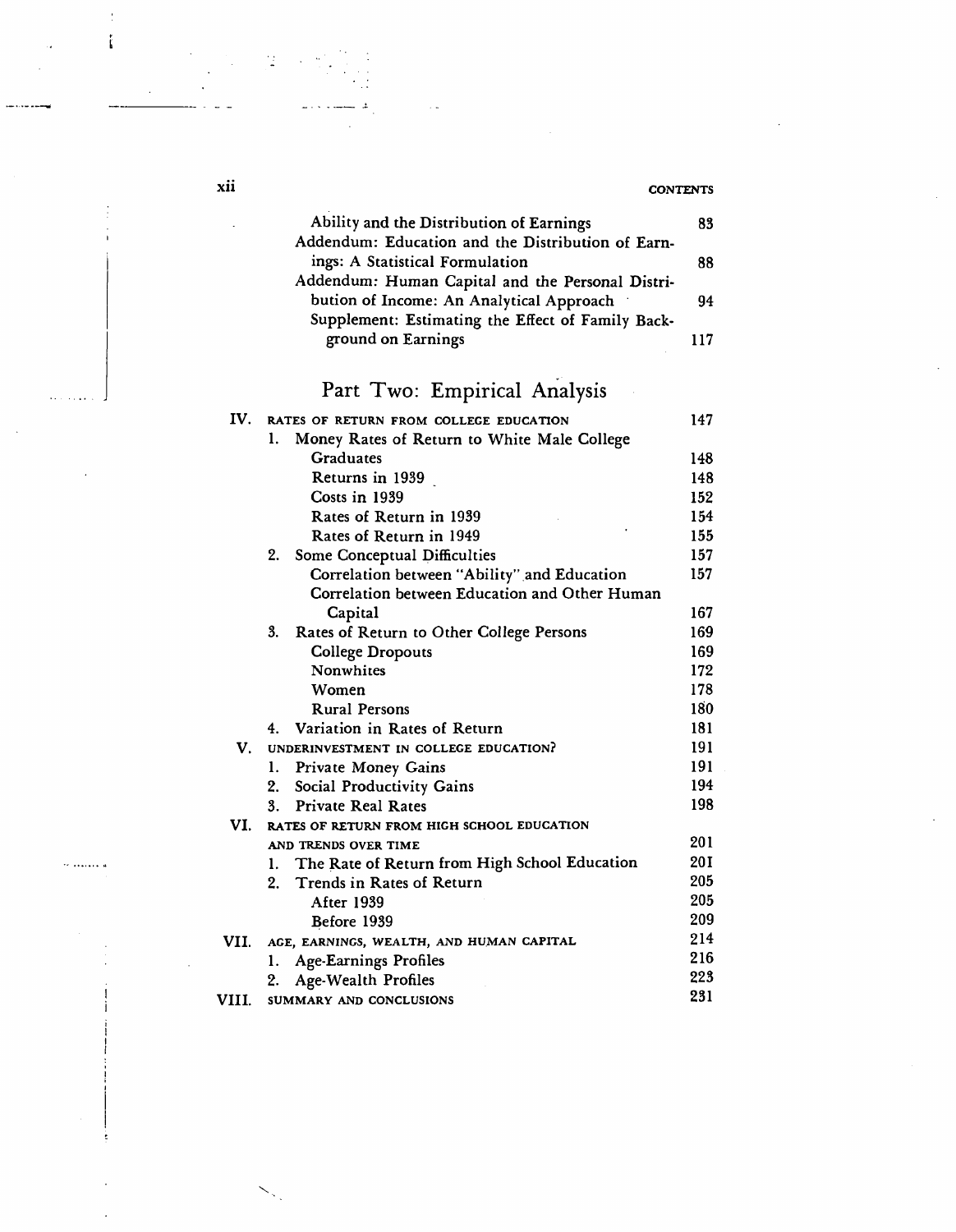| | | |
|---|---|---|
| | Ability and the Distribution of Earnings | 83 |
| | Addendum: Education and the Distribution of Earnings: A Statistical Formulation | 88 |
| | Addendum: Human Capital and the Personal Distribution of Income: An Analytical Approach | 94 |
| | Supplement: Estimating the Effect of Family Background on Earnings | 117 |

## Part Two: Empirical Analysis

| | | |
|---|---|---|
| IV. | RATES OF RETURN FROM COLLEGE EDUCATION | 147 |
| | 1. Money Rates of Return to White Male College Graduates | 148 |
| | Returns in 1939 | 148 |
| | Costs in 1939 | 152 |
| | Rates of Return in 1939 | 154 |
| | Rates of Return in 1949 | 155 |
| | 2. Some Conceptual Difficulties | 157 |
| | Correlation between "Ability" and Education | 157 |
| | Correlation between Education and Other Human Capital | 167 |
| | 3. Rates of Return to Other College Persons | 169 |
| | College Dropouts | 169 |
| | Nonwhites | 172 |
| | Women | 178 |
| | Rural Persons | 180 |
| | 4. Variation in Rates of Return | 181 |
| V. | UNDERINVESTMENT IN COLLEGE EDUCATION? | 191 |
| | 1. Private Money Gains | 191 |
| | 2. Social Productivity Gains | 194 |
| | 3. Private Real Rates | 198 |
| VI. | RATES OF RETURN FROM HIGH SCHOOL EDUCATION AND TRENDS OVER TIME | 201 |
| | 1. The Rate of Return from High School Education | 201 |
| | 2. Trends in Rates of Return | 205 |
| | After 1939 | 205 |
| | Before 1939 | 209 |
| VII. | AGE, EARNINGS, WEALTH, AND HUMAN CAPITAL | 214 |
| | 1. Age-Earnings Profiles | 216 |
| | 2. Age-Wealth Profiles | 223 |
| VIII. | SUMMARY AND CONCLUSIONS | 231 |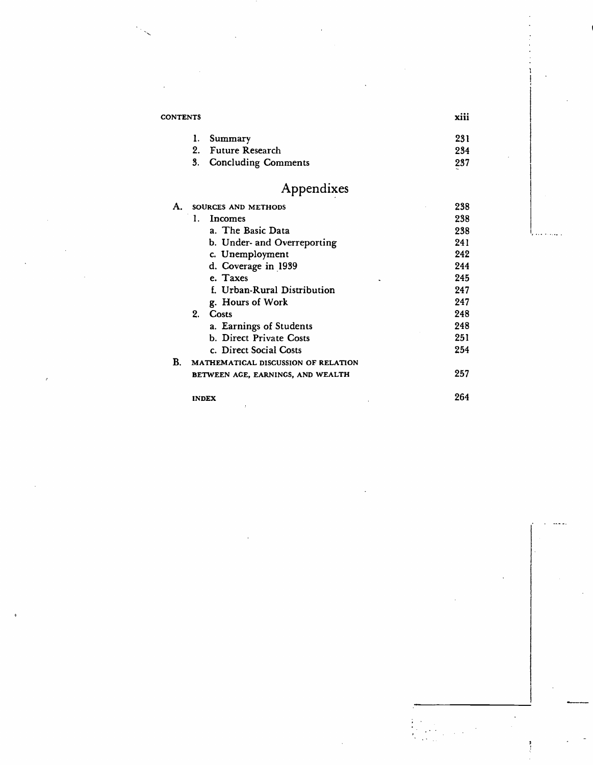| | |
|---|---|
| 1. Summary | 231 |
| 2. Future Research | 234 |
| 3. Concluding Comments | 237 |

# Appendixes

| | |
|---|---|
| A. SOURCES AND METHODS | 238 |
| 1. Incomes | 238 |
| a. The Basic Data | 238 |
| b. Under- and Overreporting | 241 |
| c. Unemployment | 242 |
| d. Coverage in 1939 | 244 |
| e. Taxes | 245 |
| f. Urban-Rural Distribution | 247 |
| g. Hours of Work | 247 |
| 2. Costs | 248 |
| a. Earnings of Students | 248 |
| b. Direct Private Costs | 251 |
| c. Direct Social Costs | 254 |
| B. MATHEMATICAL DISCUSSION OF RELATION BETWEEN AGE, EARNINGS, AND WEALTH | 257 |
| INDEX | 264 |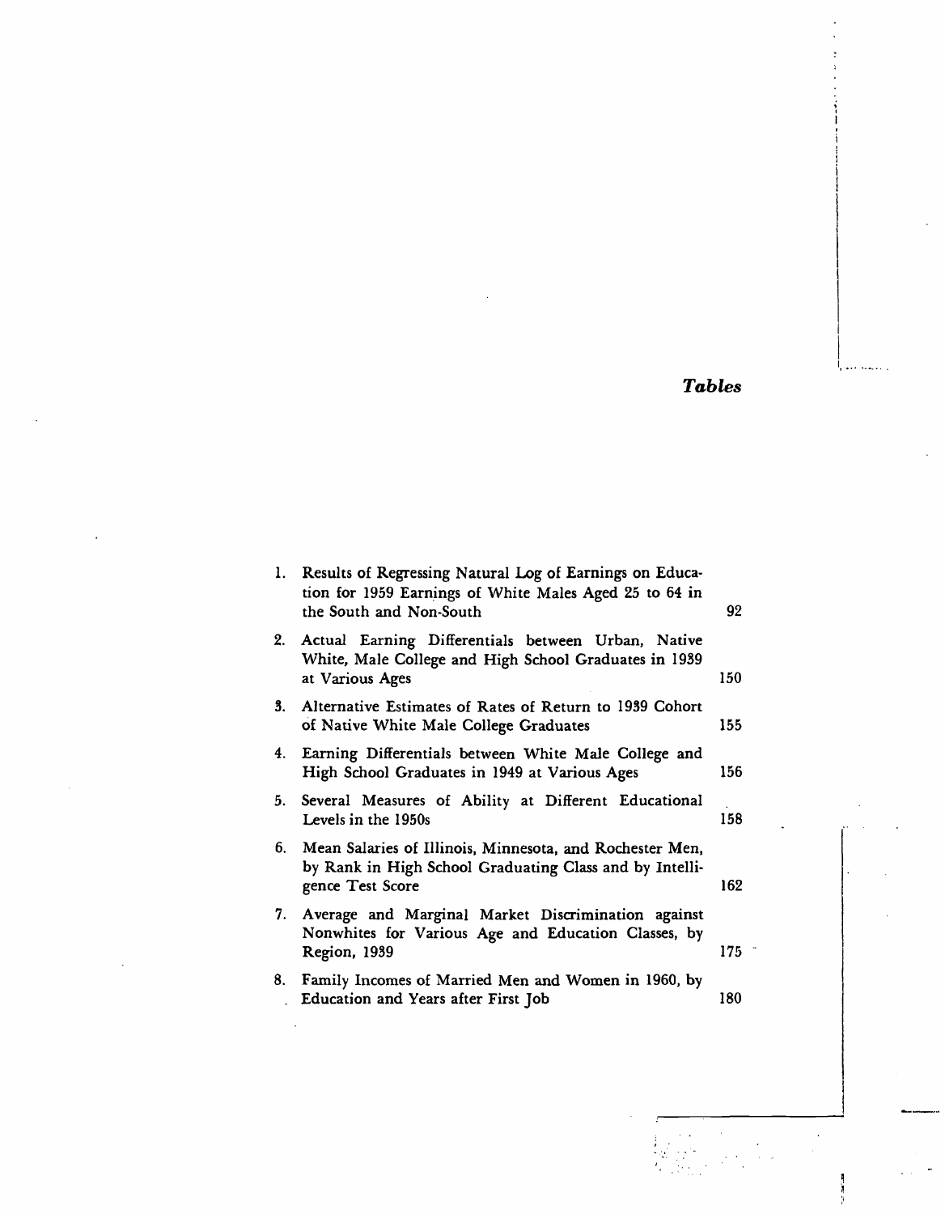# *Tables*

1. Results of Regressing Natural Log of Earnings on Education for 1959 Earnings of White Males Aged 25 to 64 in the South and Non-South — 92
2. Actual Earning Differentials between Urban, Native White, Male College and High School Graduates in 1939 at Various Ages — 150
3. Alternative Estimates of Rates of Return to 1939 Cohort of Native White Male College Graduates — 155
4. Earning Differentials between White Male College and High School Graduates in 1949 at Various Ages — 156
5. Several Measures of Ability at Different Educational Levels in the 1950s — 158
6. Mean Salaries of Illinois, Minnesota, and Rochester Men, by Rank in High School Graduating Class and by Intelligence Test Score — 162
7. Average and Marginal Market Discrimination against Nonwhites for Various Age and Education Classes, by Region, 1939 — 175
8. Family Incomes of Married Men and Women in 1960, by Education and Years after First Job — 180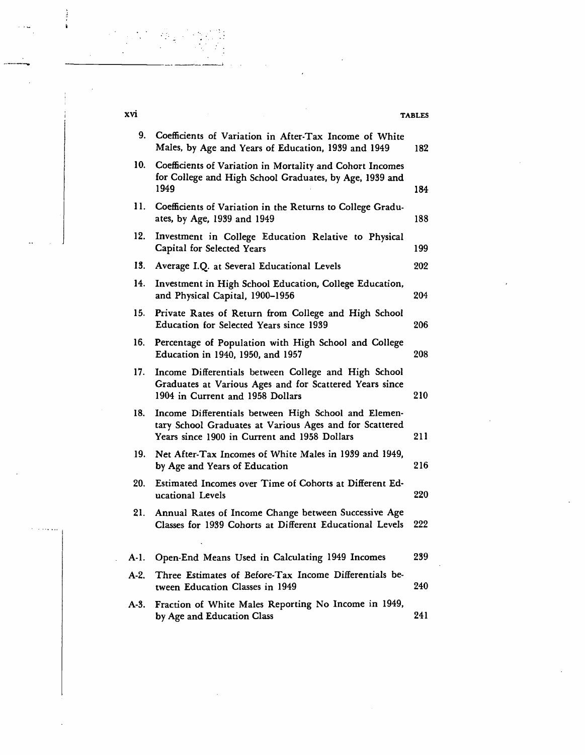| | | |
|---|---|---|
| 9. | Coefficients of Variation in After-Tax Income of White Males, by Age and Years of Education, 1939 and 1949 | 182 |
| 10. | Coefficients of Variation in Mortality and Cohort Incomes for College and High School Graduates, by Age, 1939 and 1949 | 184 |
| 11. | Coefficients of Variation in the Returns to College Graduates, by Age, 1939 and 1949 | 188 |
| 12. | Investment in College Education Relative to Physical Capital for Selected Years | 199 |
| 13. | Average I.Q. at Several Educational Levels | 202 |
| 14. | Investment in High School Education, College Education, and Physical Capital, 1900–1956 | 204 |
| 15. | Private Rates of Return from College and High School Education for Selected Years since 1939 | 206 |
| 16. | Percentage of Population with High School and College Education in 1940, 1950, and 1957 | 208 |
| 17. | Income Differentials between College and High School Graduates at Various Ages and for Scattered Years since 1904 in Current and 1958 Dollars | 210 |
| 18. | Income Differentials between High School and Elementary School Graduates at Various Ages and for Scattered Years since 1900 in Current and 1958 Dollars | 211 |
| 19. | Net After-Tax Incomes of White Males in 1939 and 1949, by Age and Years of Education | 216 |
| 20. | Estimated Incomes over Time of Cohorts at Different Educational Levels | 220 |
| 21. | Annual Rates of Income Change between Successive Age Classes for 1939 Cohorts at Different Educational Levels | 222 |
| A-1. | Open-End Means Used in Calculating 1949 Incomes | 239 |
| A-2. | Three Estimates of Before-Tax Income Differentials between Education Classes in 1949 | 240 |
| A-3. | Fraction of White Males Reporting No Income in 1949, by Age and Education Class | 241 |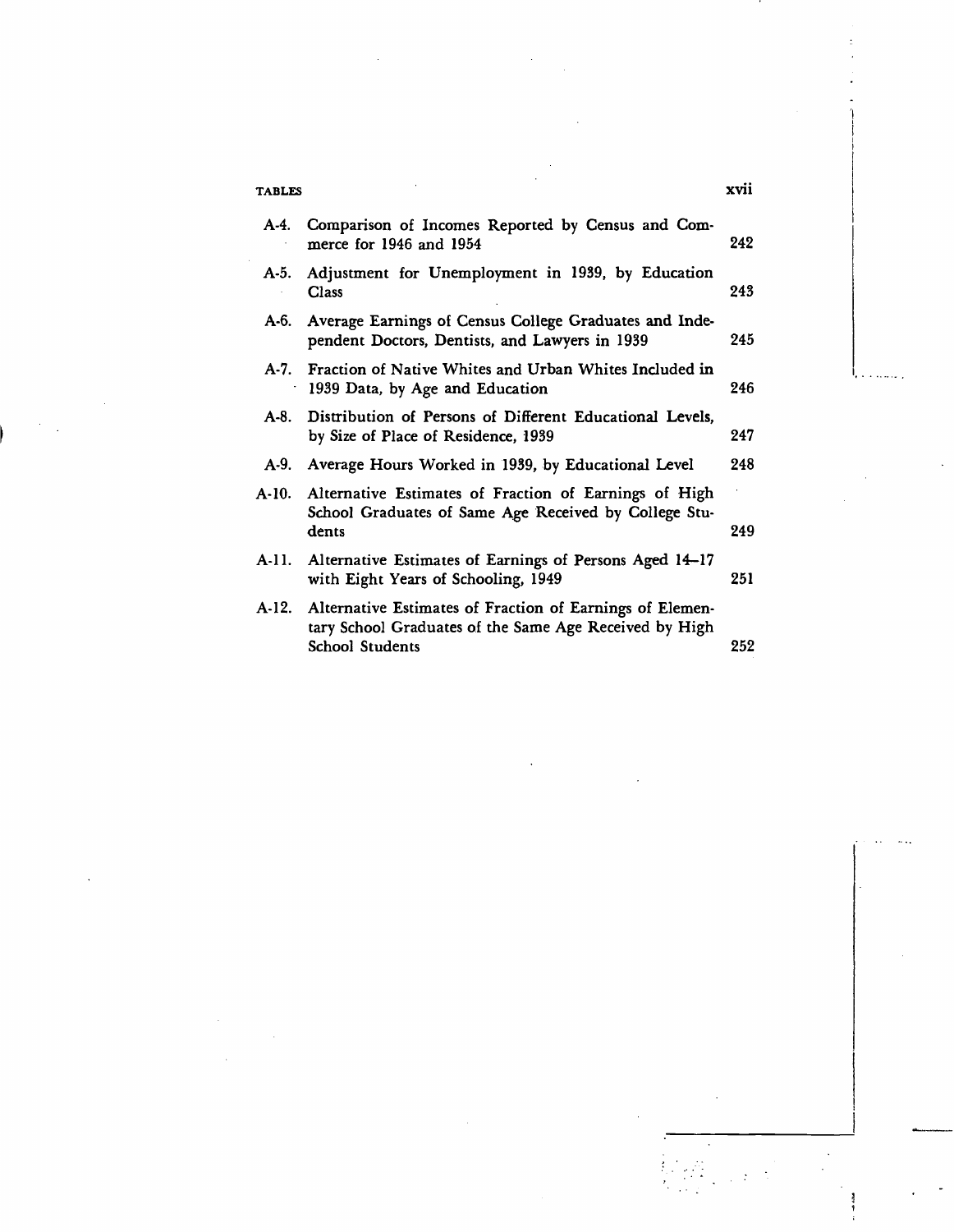| | | |
|---|---|---|
| A-4. | Comparison of Incomes Reported by Census and Commerce for 1946 and 1954 | 242 |
| A-5. | Adjustment for Unemployment in 1939, by Education Class | 243 |
| A-6. | Average Earnings of Census College Graduates and Independent Doctors, Dentists, and Lawyers in 1939 | 245 |
| A-7. | Fraction of Native Whites and Urban Whites Included in 1939 Data, by Age and Education | 246 |
| A-8. | Distribution of Persons of Different Educational Levels, by Size of Place of Residence, 1939 | 247 |
| A-9. | Average Hours Worked in 1939, by Educational Level | 248 |
| A-10. | Alternative Estimates of Fraction of Earnings of High School Graduates of Same Age Received by College Students | 249 |
| A-11. | Alternative Estimates of Earnings of Persons Aged 14–17 with Eight Years of Schooling, 1949 | 251 |
| A-12. | Alternative Estimates of Fraction of Earnings of Elementary School Graduates of the Same Age Received by High School Students | 252 |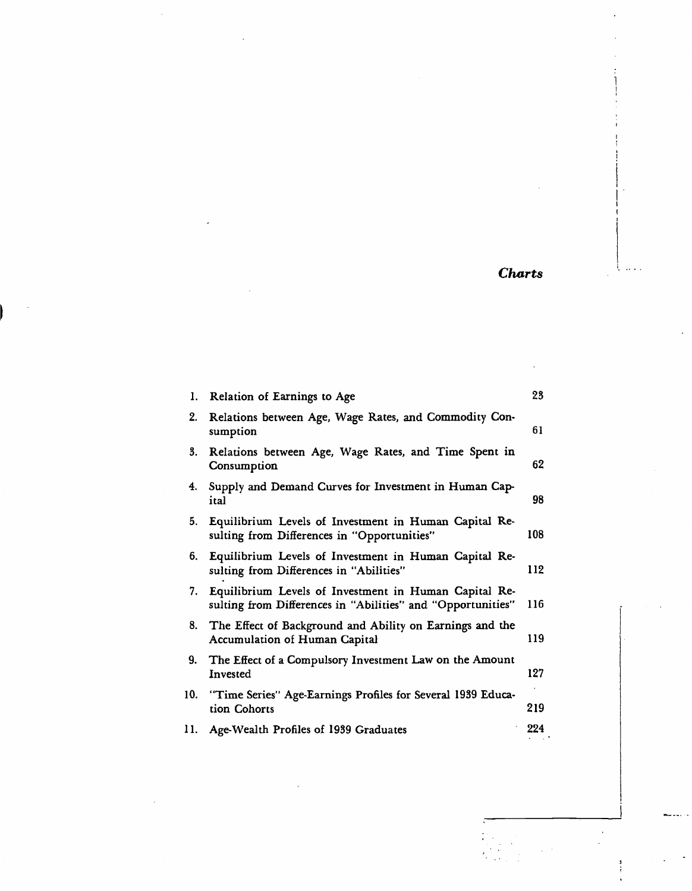# *Charts*

| | | |
|---|---|---|
| 1. | Relation of Earnings to Age | 23 |
| 2. | Relations between Age, Wage Rates, and Commodity Consumption | 61 |
| 3. | Relations between Age, Wage Rates, and Time Spent in Consumption | 62 |
| 4. | Supply and Demand Curves for Investment in Human Capital | 98 |
| 5. | Equilibrium Levels of Investment in Human Capital Resulting from Differences in "Opportunities" | 108 |
| 6. | Equilibrium Levels of Investment in Human Capital Resulting from Differences in "Abilities" | 112 |
| 7. | Equilibrium Levels of Investment in Human Capital Resulting from Differences in "Abilities" and "Opportunities" | 116 |
| 8. | The Effect of Background and Ability on Earnings and the Accumulation of Human Capital | 119 |
| 9. | The Effect of a Compulsory Investment Law on the Amount Invested | 127 |
| 10. | "Time Series" Age-Earnings Profiles for Several 1939 Education Cohorts | 219 |
| 11. | Age-Wealth Profiles of 1939 Graduates | 224 |